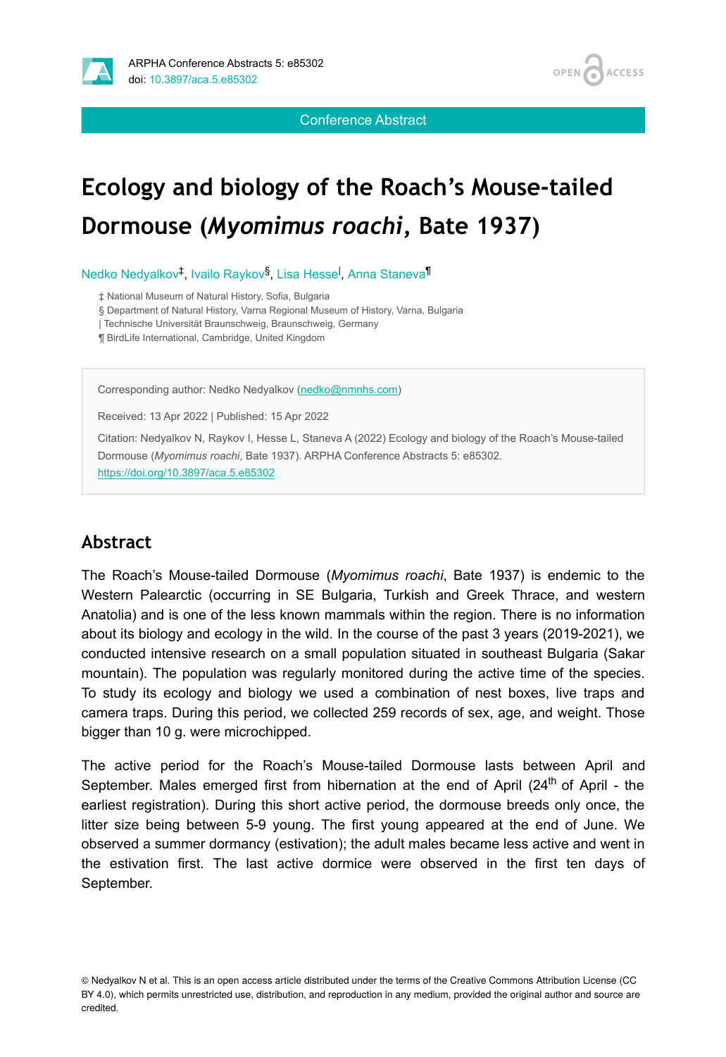Conference Abstract

# Ecology and biology of the Roach's Mouse-tailed Dormouse (*Myomimus roachi*, Bate 1937)

Nedko Nedyalkov[‡], Ivailo Raykov[§], Lisa Hesse[|], Anna Staneva[¶]

‡ National Museum of Natural History, Sofia, Bulgaria
§ Department of Natural History, Varna Regional Museum of History, Varna, Bulgaria
| Technische Universität Braunschweig, Braunschweig, Germany
¶ BirdLife International, Cambridge, United Kingdom

Corresponding author: Nedko Nedyalkov (nedko@nmnhs.com)

Received: 13 Apr 2022 | Published: 15 Apr 2022

Citation: Nedyalkov N, Raykov I, Hesse L, Staneva A (2022) Ecology and biology of the Roach's Mouse-tailed Dormouse (*Myomimus roachi*, Bate 1937). ARPHA Conference Abstracts 5: e85302. https://doi.org/10.3897/aca.5.e85302

## Abstract

The Roach's Mouse-tailed Dormouse (*Myomimus roachi*, Bate 1937) is endemic to the Western Palearctic (occurring in SE Bulgaria, Turkish and Greek Thrace, and western Anatolia) and is one of the less known mammals within the region. There is no information about its biology and ecology in the wild. In the course of the past 3 years (2019-2021), we conducted intensive research on a small population situated in southeast Bulgaria (Sakar mountain). The population was regularly monitored during the active time of the species. To study its ecology and biology we used a combination of nest boxes, live traps and camera traps. During this period, we collected 259 records of sex, age, and weight. Those bigger than 10 g. were microchipped.

The active period for the Roach's Mouse-tailed Dormouse lasts between April and September. Males emerged first from hibernation at the end of April (24th of April - the earliest registration). During this short active period, the dormouse breeds only once, the litter size being between 5-9 young. The first young appeared at the end of June. We observed a summer dormancy (estivation); the adult males became less active and went in the estivation first. The last active dormice were observed in the first ten days of September.

© Nedyalkov N et al. This is an open access article distributed under the terms of the Creative Commons Attribution License (CC BY 4.0), which permits unrestricted use, distribution, and reproduction in any medium, provided the original author and source are credited.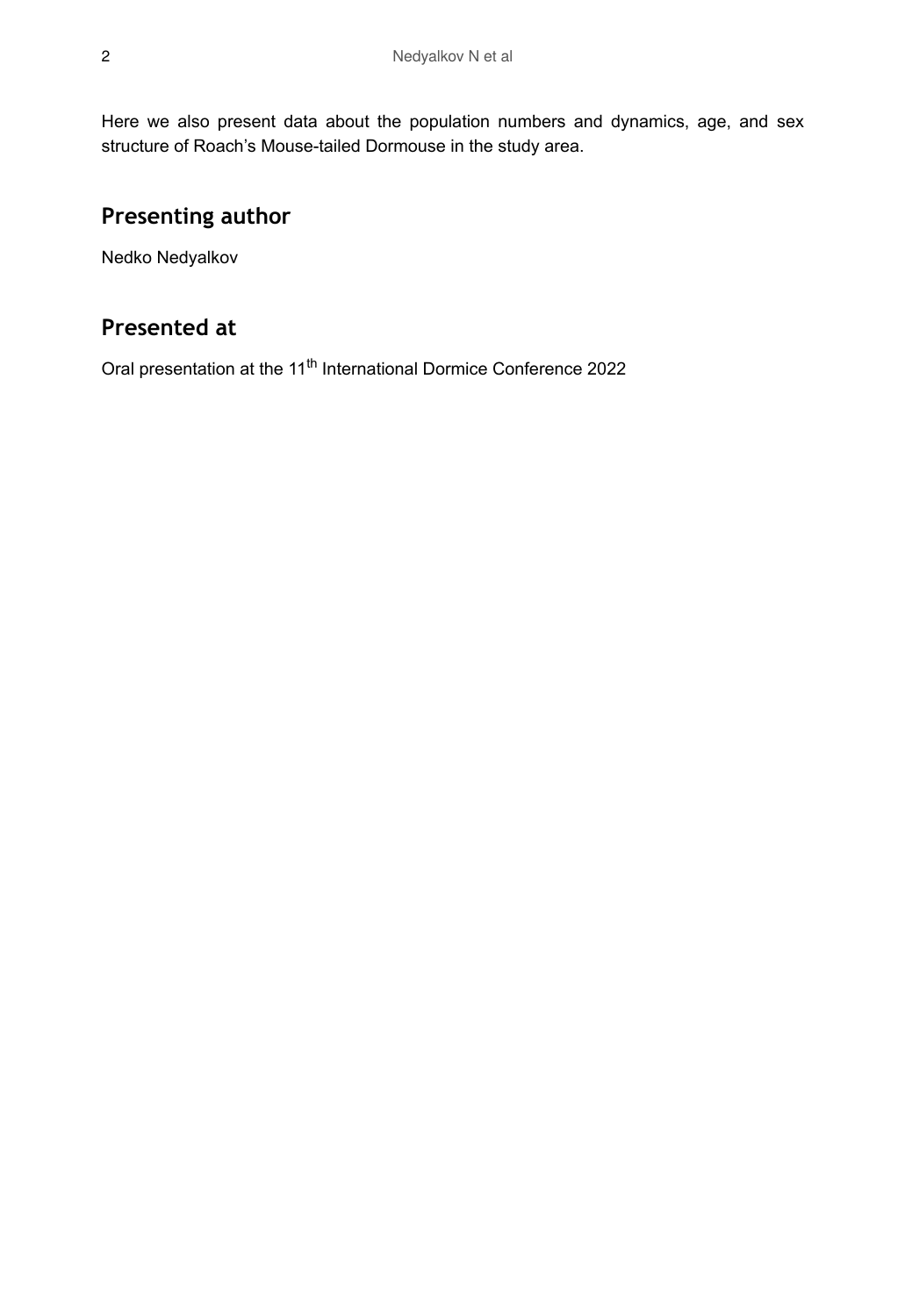Here we also present data about the population numbers and dynamics, age, and sex structure of Roach's Mouse-tailed Dormouse in the study area.

## Presenting author

Nedko Nedyalkov

## Presented at

Oral presentation at the 11th International Dormice Conference 2022